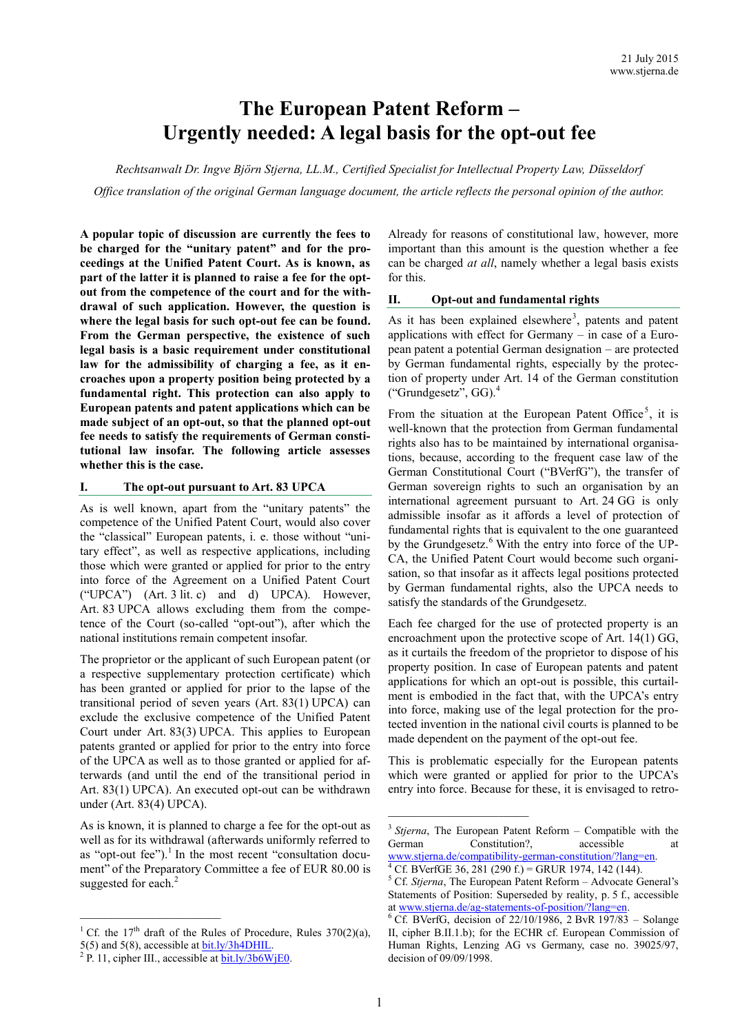21 July 2015
www.stjerna.de

# The European Patent Reform – Urgently needed: A legal basis for the opt-out fee

*Rechtsanwalt Dr. Ingve Björn Stjerna, LL.M., Certified Specialist for Intellectual Property Law, Düsseldorf*

*Office translation of the original German language document, the article reflects the personal opinion of the author.*

**A popular topic of discussion are currently the fees to be charged for the "unitary patent" and for the proceedings at the Unified Patent Court. As is known, as part of the latter it is planned to raise a fee for the opt-out from the competence of the court and for the withdrawal of such application. However, the question is where the legal basis for such opt-out fee can be found. From the German perspective, the existence of such legal basis is a basic requirement under constitutional law for the admissibility of charging a fee, as it encroaches upon a property position being protected by a fundamental right. This protection can also apply to European patents and patent applications which can be made subject of an opt-out, so that the planned opt-out fee needs to satisfy the requirements of German constitutional law insofar. The following article assesses whether this is the case.**

## I. The opt-out pursuant to Art. 83 UPCA

As is well known, apart from the "unitary patents" the competence of the Unified Patent Court, would also cover the "classical" European patents, i. e. those without "unitary effect", as well as respective applications, including those which were granted or applied for prior to the entry into force of the Agreement on a Unified Patent Court ("UPCA") (Art. 3 lit. c) and d) UPCA). However, Art. 83 UPCA allows excluding them from the competence of the Court (so-called "opt-out"), after which the national institutions remain competent insofar.

The proprietor or the applicant of such European patent (or a respective supplementary protection certificate) which has been granted or applied for prior to the lapse of the transitional period of seven years (Art. 83(1) UPCA) can exclude the exclusive competence of the Unified Patent Court under Art. 83(3) UPCA. This applies to European patents granted or applied for prior to the entry into force of the UPCA as well as to those granted or applied for afterwards (and until the end of the transitional period in Art. 83(1) UPCA). An executed opt-out can be withdrawn under (Art. 83(4) UPCA).

As is known, it is planned to charge a fee for the opt-out as well as for its withdrawal (afterwards uniformly referred to as "opt-out fee").[1] In the most recent "consultation document" of the Preparatory Committee a fee of EUR 80.00 is suggested for each.[2]

Already for reasons of constitutional law, however, more important than this amount is the question whether a fee can be charged *at all*, namely whether a legal basis exists for this.

## II. Opt-out and fundamental rights

As it has been explained elsewhere[3], patents and patent applications with effect for Germany – in case of a European patent a potential German designation – are protected by German fundamental rights, especially by the protection of property under Art. 14 of the German constitution ("Grundgesetz", GG).[4]

From the situation at the European Patent Office[5], it is well-known that the protection from German fundamental rights also has to be maintained by international organisations, because, according to the frequent case law of the German Constitutional Court ("BVerfG"), the transfer of German sovereign rights to such an organisation by an international agreement pursuant to Art. 24 GG is only admissible insofar as it affords a level of protection of fundamental rights that is equivalent to the one guaranteed by the Grundgesetz.[6] With the entry into force of the UPCA, the Unified Patent Court would become such organisation, so that insofar as it affects legal positions protected by German fundamental rights, also the UPCA needs to satisfy the standards of the Grundgesetz.

Each fee charged for the use of protected property is an encroachment upon the protective scope of Art. 14(1) GG, as it curtails the freedom of the proprietor to dispose of his property position. In case of European patents and patent applications for which an opt-out is possible, this curtailment is embodied in the fact that, with the UPCA's entry into force, making use of the legal protection for the protected invention in the national civil courts is planned to be made dependent on the payment of the opt-out fee.

This is problematic especially for the European patents which were granted or applied for prior to the UPCA's entry into force. Because for these, it is envisaged to retro-

---

[1] Cf. the 17th draft of the Rules of Procedure, Rules 370(2)(a), 5(5) and 5(8), accessible at bit.ly/3h4DHIL.

[2] P. 11, cipher III., accessible at bit.ly/3b6WjE0.

[3] *Stjerna*, The European Patent Reform – Compatible with the German Constitution?, accessible at www.stjerna.de/compatibility-german-constitution/?lang=en.

[4] Cf. BVerfGE 36, 281 (290 f.) = GRUR 1974, 142 (144).

[5] Cf. *Stjerna*, The European Patent Reform – Advocate General's Statements of Position: Superseded by reality, p. 5 f., accessible at www.stjerna.de/ag-statements-of-position/?lang=en.

[6] Cf. BVerfG, decision of 22/10/1986, 2 BvR 197/83 – Solange II, cipher B.II.1.b); for the ECHR cf. European Commission of Human Rights, Lenzing AG vs Germany, case no. 39025/97, decision of 09/09/1998.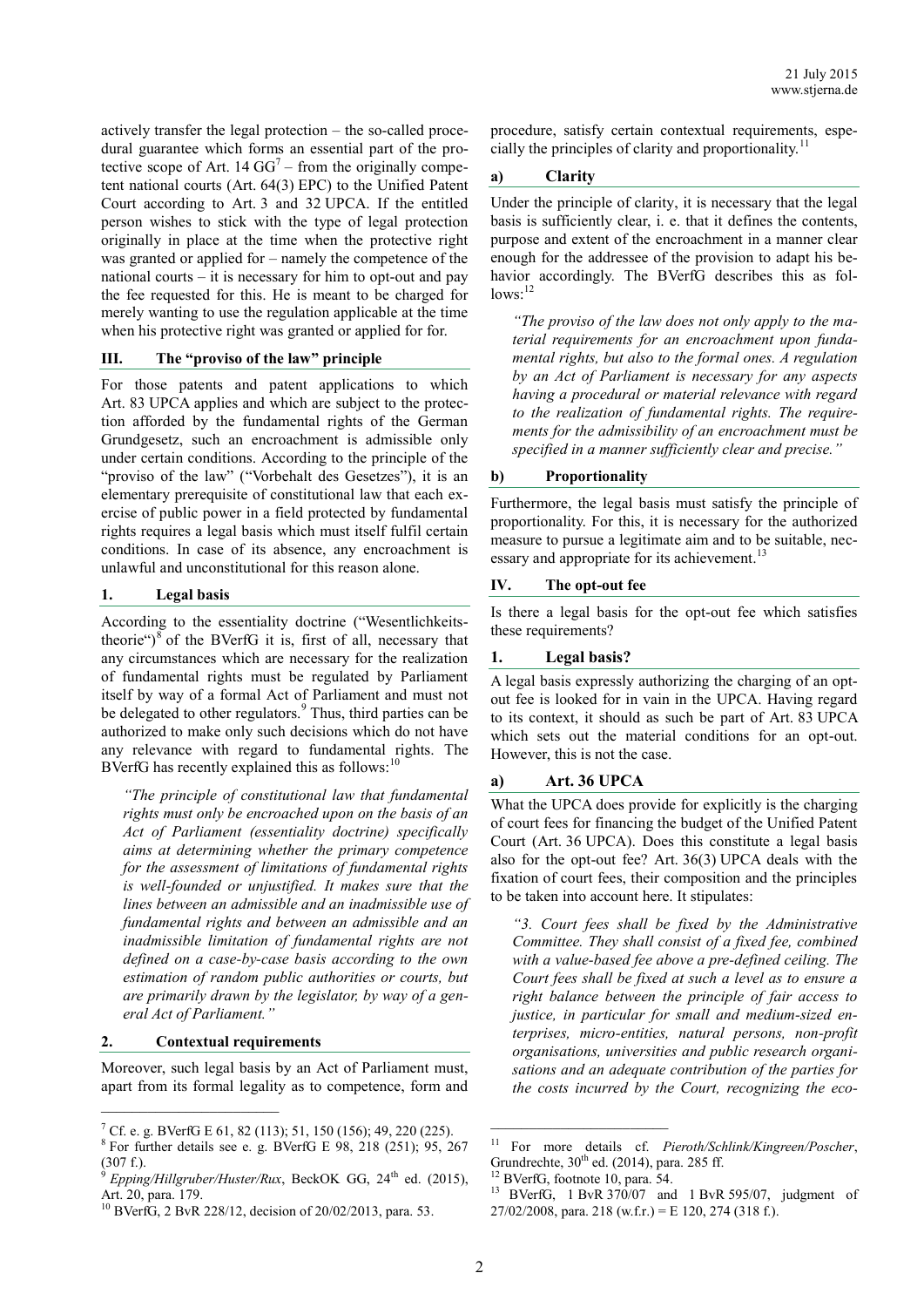actively transfer the legal protection – the so-called procedural guarantee which forms an essential part of the protective scope of Art. 14 GG[7] – from the originally competent national courts (Art. 64(3) EPC) to the Unified Patent Court according to Art. 3 and 32 UPCA. If the entitled person wishes to stick with the type of legal protection originally in place at the time when the protective right was granted or applied for – namely the competence of the national courts – it is necessary for him to opt-out and pay the fee requested for this. He is meant to be charged for merely wanting to use the regulation applicable at the time when his protective right was granted or applied for for.

## III. The "proviso of the law" principle

For those patents and patent applications to which Art. 83 UPCA applies and which are subject to the protection afforded by the fundamental rights of the German Grundgesetz, such an encroachment is admissible only under certain conditions. According to the principle of the "proviso of the law" ("Vorbehalt des Gesetzes"), it is an elementary prerequisite of constitutional law that each exercise of public power in a field protected by fundamental rights requires a legal basis which must itself fulfil certain conditions. In case of its absence, any encroachment is unlawful and unconstitutional for this reason alone.

### 1. Legal basis

According to the essentiality doctrine ("Wesentlichkeitstheorie")[8] of the BVerfG it is, first of all, necessary that any circumstances which are necessary for the realization of fundamental rights must be regulated by Parliament itself by way of a formal Act of Parliament and must not be delegated to other regulators.[9] Thus, third parties can be authorized to make only such decisions which do not have any relevance with regard to fundamental rights. The BVerfG has recently explained this as follows:[10]

> *"The principle of constitutional law that fundamental rights must only be encroached upon on the basis of an Act of Parliament (essentiality doctrine) specifically aims at determining whether the primary competence for the assessment of limitations of fundamental rights is well-founded or unjustified. It makes sure that the lines between an admissible and an inadmissible use of fundamental rights and between an admissible and an inadmissible limitation of fundamental rights are not defined on a case-by-case basis according to the own estimation of random public authorities or courts, but are primarily drawn by the legislator, by way of a general Act of Parliament."*

### 2. Contextual requirements

Moreover, such legal basis by an Act of Parliament must, apart from its formal legality as to competence, form and procedure, satisfy certain contextual requirements, especially the principles of clarity and proportionality.[11]

#### a) Clarity

Under the principle of clarity, it is necessary that the legal basis is sufficiently clear, i. e. that it defines the contents, purpose and extent of the encroachment in a manner clear enough for the addressee of the provision to adapt his behavior accordingly. The BVerfG describes this as follows:[12]

> *"The proviso of the law does not only apply to the material requirements for an encroachment upon fundamental rights, but also to the formal ones. A regulation by an Act of Parliament is necessary for any aspects having a procedural or material relevance with regard to the realization of fundamental rights. The requirements for the admissibility of an encroachment must be specified in a manner sufficiently clear and precise."*

#### b) Proportionality

Furthermore, the legal basis must satisfy the principle of proportionality. For this, it is necessary for the authorized measure to pursue a legitimate aim and to be suitable, necessary and appropriate for its achievement.[13]

## IV. The opt-out fee

Is there a legal basis for the opt-out fee which satisfies these requirements?

### 1. Legal basis?

A legal basis expressly authorizing the charging of an opt-out fee is looked for in vain in the UPCA. Having regard to its context, it should as such be part of Art. 83 UPCA which sets out the material conditions for an opt-out. However, this is not the case.

#### a) Art. 36 UPCA

What the UPCA does provide for explicitly is the charging of court fees for financing the budget of the Unified Patent Court (Art. 36 UPCA). Does this constitute a legal basis also for the opt-out fee? Art. 36(3) UPCA deals with the fixation of court fees, their composition and the principles to be taken into account here. It stipulates:

> *"3. Court fees shall be fixed by the Administrative Committee. They shall consist of a fixed fee, combined with a value-based fee above a pre-defined ceiling. The Court fees shall be fixed at such a level as to ensure a right balance between the principle of fair access to justice, in particular for small and medium-sized enterprises, micro-entities, natural persons, non-profit organisations, universities and public research organisations and an adequate contribution of the parties for the costs incurred by the Court, recognizing the eco-*

---

[7] Cf. e. g. BVerfG E 61, 82 (113); 51, 150 (156); 49, 220 (225).

[8] For further details see e. g. BVerfG E 98, 218 (251); 95, 267 (307 f.).

[9] *Epping/Hillgruber/Huster/Rux*, BeckOK GG, 24th ed. (2015), Art. 20, para. 179.

[10] BVerfG, 2 BvR 228/12, decision of 20/02/2013, para. 53.

[11] For more details cf. *Pieroth/Schlink/Kingreen/Poscher*, Grundrechte, 30th ed. (2014), para. 285 ff.

[12] BVerfG, footnote 10, para. 54.

[13] BVerfG, 1 BvR 370/07 and 1 BvR 595/07, judgment of 27/02/2008, para. 218 (w.f.r.) = E 120, 274 (318 f.).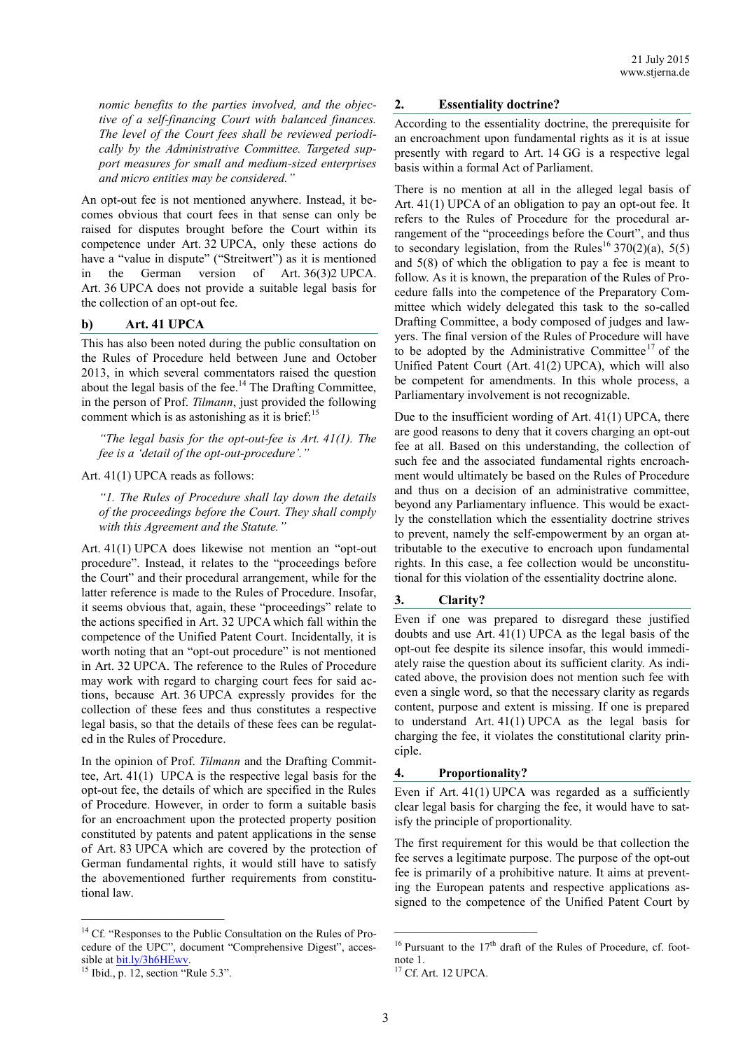*nomic benefits to the parties involved, and the objective of a self-financing Court with balanced finances. The level of the Court fees shall be reviewed periodically by the Administrative Committee. Targeted support measures for small and medium-sized enterprises and micro entities may be considered."*

An opt-out fee is not mentioned anywhere. Instead, it becomes obvious that court fees in that sense can only be raised for disputes brought before the Court within its competence under Art. 32 UPCA, only these actions do have a "value in dispute" ("Streitwert") as it is mentioned in the German version of Art. 36(3)2 UPCA. Art. 36 UPCA does not provide a suitable legal basis for the collection of an opt-out fee.

### b) Art. 41 UPCA

This has also been noted during the public consultation on the Rules of Procedure held between June and October 2013, in which several commentators raised the question about the legal basis of the fee.[14] The Drafting Committee, in the person of Prof. *Tilmann*, just provided the following comment which is as astonishing as it is brief:[15]

> *"The legal basis for the opt-out-fee is Art. 41(1). The fee is a 'detail of the opt-out-procedure'."*

Art. 41(1) UPCA reads as follows:

> *"1. The Rules of Procedure shall lay down the details of the proceedings before the Court. They shall comply with this Agreement and the Statute."*

Art. 41(1) UPCA does likewise not mention an "opt-out procedure". Instead, it relates to the "proceedings before the Court" and their procedural arrangement, while for the latter reference is made to the Rules of Procedure. Insofar, it seems obvious that, again, these "proceedings" relate to the actions specified in Art. 32 UPCA which fall within the competence of the Unified Patent Court. Incidentally, it is worth noting that an "opt-out procedure" is not mentioned in Art. 32 UPCA. The reference to the Rules of Procedure may work with regard to charging court fees for said actions, because Art. 36 UPCA expressly provides for the collection of these fees and thus constitutes a respective legal basis, so that the details of these fees can be regulated in the Rules of Procedure.

In the opinion of Prof. *Tilmann* and the Drafting Committee, Art. 41(1) UPCA is the respective legal basis for the opt-out fee, the details of which are specified in the Rules of Procedure. However, in order to form a suitable basis for an encroachment upon the protected property position constituted by patents and patent applications in the sense of Art. 83 UPCA which are covered by the protection of German fundamental rights, it would still have to satisfy the abovementioned further requirements from constitutional law.

## 2. Essentiality doctrine?

According to the essentiality doctrine, the prerequisite for an encroachment upon fundamental rights as it is at issue presently with regard to Art. 14 GG is a respective legal basis within a formal Act of Parliament.

There is no mention at all in the alleged legal basis of Art. 41(1) UPCA of an obligation to pay an opt-out fee. It refers to the Rules of Procedure for the procedural arrangement of the "proceedings before the Court", and thus to secondary legislation, from the Rules[16] 370(2)(a), 5(5) and 5(8) of which the obligation to pay a fee is meant to follow. As it is known, the preparation of the Rules of Procedure falls into the competence of the Preparatory Committee which widely delegated this task to the so-called Drafting Committee, a body composed of judges and lawyers. The final version of the Rules of Procedure will have to be adopted by the Administrative Committee[17] of the Unified Patent Court (Art. 41(2) UPCA), which will also be competent for amendments. In this whole process, a Parliamentary involvement is not recognizable.

Due to the insufficient wording of Art. 41(1) UPCA, there are good reasons to deny that it covers charging an opt-out fee at all. Based on this understanding, the collection of such fee and the associated fundamental rights encroachment would ultimately be based on the Rules of Procedure and thus on a decision of an administrative committee, beyond any Parliamentary influence. This would be exactly the constellation which the essentiality doctrine strives to prevent, namely the self-empowerment by an organ attributable to the executive to encroach upon fundamental rights. In this case, a fee collection would be unconstitutional for this violation of the essentiality doctrine alone.

## 3. Clarity?

Even if one was prepared to disregard these justified doubts and use Art. 41(1) UPCA as the legal basis of the opt-out fee despite its silence insofar, this would immediately raise the question about its sufficient clarity. As indicated above, the provision does not mention such fee with even a single word, so that the necessary clarity as regards content, purpose and extent is missing. If one is prepared to understand Art. 41(1) UPCA as the legal basis for charging the fee, it violates the constitutional clarity principle.

## 4. Proportionality?

Even if Art. 41(1) UPCA was regarded as a sufficiently clear legal basis for charging the fee, it would have to satisfy the principle of proportionality.

The first requirement for this would be that collection the fee serves a legitimate purpose. The purpose of the opt-out fee is primarily of a prohibitive nature. It aims at preventing the European patents and respective applications assigned to the competence of the Unified Patent Court by

---

[14] Cf. "Responses to the Public Consultation on the Rules of Procedure of the UPC", document "Comprehensive Digest", accessible at bit.ly/3h6HEwv.

[15] Ibid., p. 12, section "Rule 5.3".

[16] Pursuant to the 17th draft of the Rules of Procedure, cf. footnote 1.

[17] Cf. Art. 12 UPCA.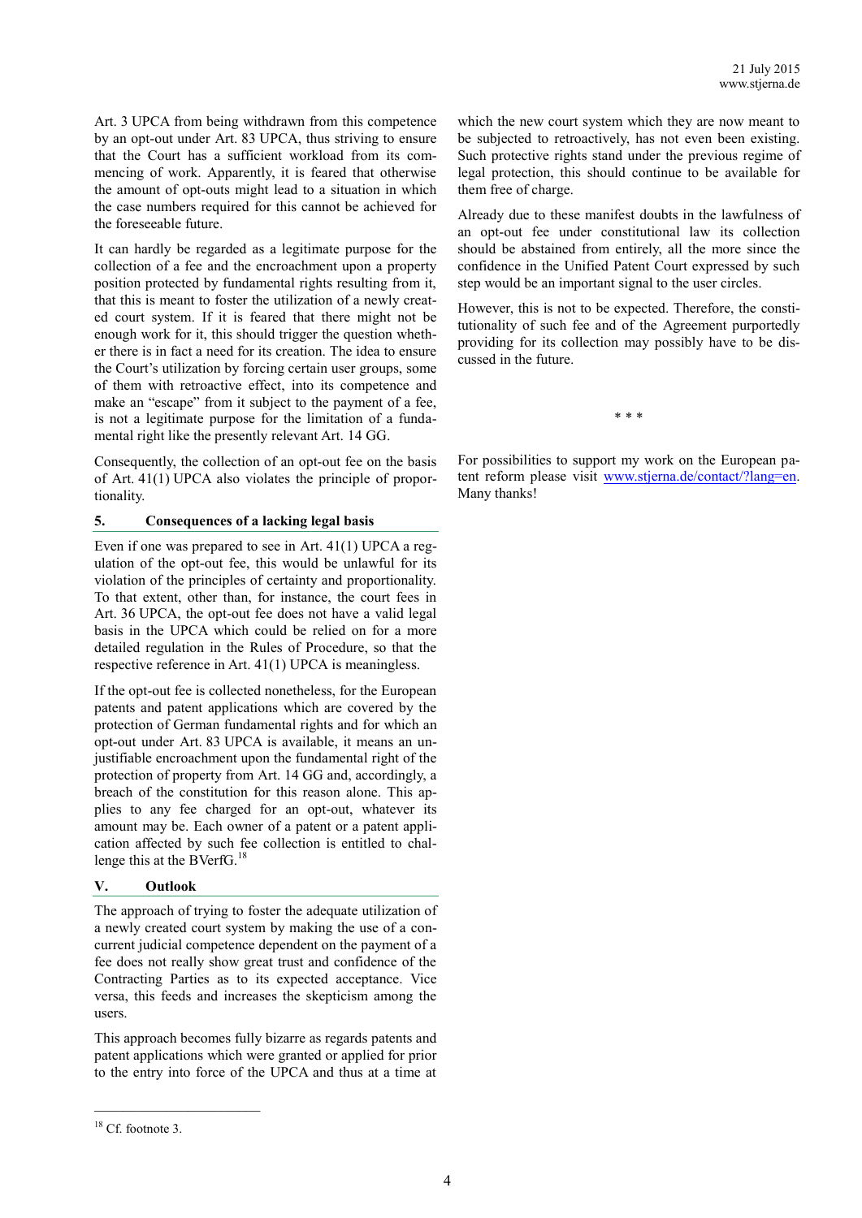Art. 3 UPCA from being withdrawn from this competence by an opt-out under Art. 83 UPCA, thus striving to ensure that the Court has a sufficient workload from its commencing of work. Apparently, it is feared that otherwise the amount of opt-outs might lead to a situation in which the case numbers required for this cannot be achieved for the foreseeable future.

It can hardly be regarded as a legitimate purpose for the collection of a fee and the encroachment upon a property position protected by fundamental rights resulting from it, that this is meant to foster the utilization of a newly created court system. If it is feared that there might not be enough work for it, this should trigger the question whether there is in fact a need for its creation. The idea to ensure the Court's utilization by forcing certain user groups, some of them with retroactive effect, into its competence and make an "escape" from it subject to the payment of a fee, is not a legitimate purpose for the limitation of a fundamental right like the presently relevant Art. 14 GG.

Consequently, the collection of an opt-out fee on the basis of Art. 41(1) UPCA also violates the principle of proportionality.

#### 5. Consequences of a lacking legal basis

Even if one was prepared to see in Art. 41(1) UPCA a regulation of the opt-out fee, this would be unlawful for its violation of the principles of certainty and proportionality. To that extent, other than, for instance, the court fees in Art. 36 UPCA, the opt-out fee does not have a valid legal basis in the UPCA which could be relied on for a more detailed regulation in the Rules of Procedure, so that the respective reference in Art. 41(1) UPCA is meaningless.

If the opt-out fee is collected nonetheless, for the European patents and patent applications which are covered by the protection of German fundamental rights and for which an opt-out under Art. 83 UPCA is available, it means an unjustifiable encroachment upon the fundamental right of the protection of property from Art. 14 GG and, accordingly, a breach of the constitution for this reason alone. This applies to any fee charged for an opt-out, whatever its amount may be. Each owner of a patent or a patent application affected by such fee collection is entitled to challenge this at the BVerfG.[18]

### V. Outlook

The approach of trying to foster the adequate utilization of a newly created court system by making the use of a concurrent judicial competence dependent on the payment of a fee does not really show great trust and confidence of the Contracting Parties as to its expected acceptance. Vice versa, this feeds and increases the skepticism among the users.

This approach becomes fully bizarre as regards patents and patent applications which were granted or applied for prior to the entry into force of the UPCA and thus at a time at which the new court system which they are now meant to be subjected to retroactively, has not even been existing. Such protective rights stand under the previous regime of legal protection, this should continue to be available for them free of charge.

Already due to these manifest doubts in the lawfulness of an opt-out fee under constitutional law its collection should be abstained from entirely, all the more since the confidence in the Unified Patent Court expressed by such step would be an important signal to the user circles.

However, this is not to be expected. Therefore, the constitutionality of such fee and of the Agreement purportedly providing for its collection may possibly have to be discussed in the future.

\* \* \*

For possibilities to support my work on the European patent reform please visit [www.stjerna.de/contact/?lang=en](www.stjerna.de/contact/?lang=en). Many thanks!

---

[18] Cf. footnote 3.